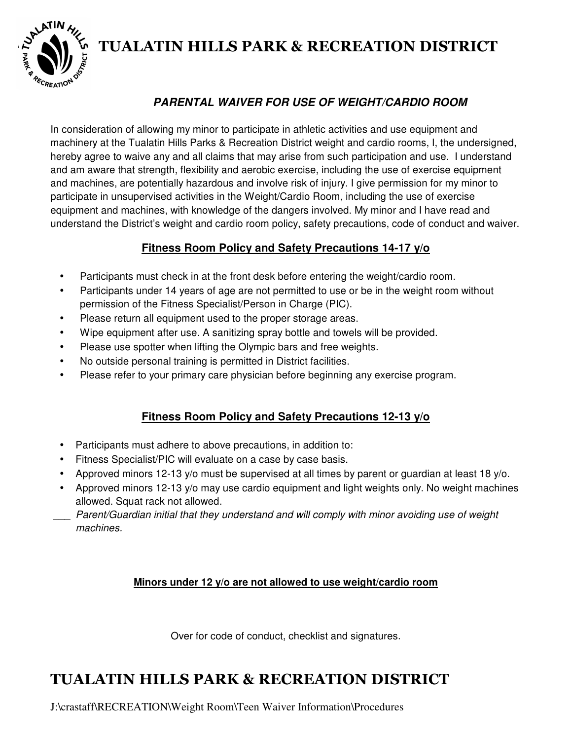# TUALATIN HILLS PARK & RECREATION DISTRICT

## *PARENTAL WAIVER FOR USE OF WEIGHT/CARDIO ROOM*

In consideration of allowing my minor to participate in athletic activities and use equipment and machinery at the Tualatin Hills Parks & Recreation District weight and cardio rooms, I, the undersigned, hereby agree to waive any and all claims that may arise from such participation and use. I understand and am aware that strength, flexibility and aerobic exercise, including the use of exercise equipment and machines, are potentially hazardous and involve risk of injury. I give permission for my minor to participate in unsupervised activities in the Weight/Cardio Room, including the use of exercise equipment and machines, with knowledge of the dangers involved. My minor and I have read and understand the District's weight and cardio room policy, safety precautions, code of conduct and waiver.

### Fitness Room Policy and Safety Precautions 14-17 y/o

- Participants must check in at the front desk before entering the weight/cardio room.
- Participants under 14 years of age are not permitted to use or be in the weight room without permission of the Fitness Specialist/Person in Charge (PIC).
- Please return all equipment used to the proper storage areas.
- Wipe equipment after use. A sanitizing spray bottle and towels will be provided.
- Please use spotter when lifting the Olympic bars and free weights.
- No outside personal training is permitted in District facilities.
- Please refer to your primary care physician before beginning any exercise program.

### Fitness Room Policy and Safety Precautions 12-13 y/o

- Participants must adhere to above precautions, in addition to:
- Fitness Specialist/PIC will evaluate on a case by case basis.
- Approved minors 12-13 y/o must be supervised at all times by parent or guardian at least 18 y/o.
- Approved minors 12-13 y/o may use cardio equipment and light weights only. No weight machines allowed. Squat rack not allowed.

___ *Parent/Guardian initial that they understand and will comply with minor avoiding use of weight machines.*

**Minors under 12 y/o are not allowed to use weight/cardio room**

Over for code of conduct, checklist and signatures.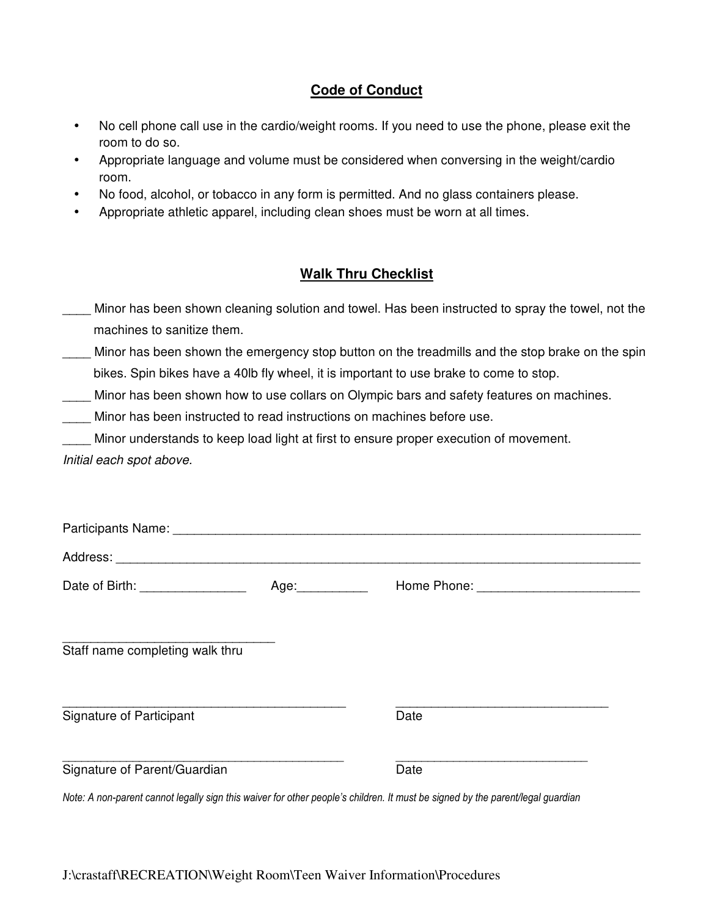## Code of Conduct

- No cell phone call use in the cardio/weight rooms. If you need to use the phone, please exit the room to do so.
- Appropriate language and volume must be considered when conversing in the weight/cardio room.
- No food, alcohol, or tobacco in any form is permitted. And no glass containers please.
- Appropriate athletic apparel, including clean shoes must be worn at all times.

## Walk Thru Checklist

____ Minor has been shown cleaning solution and towel. Has been instructed to spray the towel, not the machines to sanitize them.

____ Minor has been shown the emergency stop button on the treadmills and the stop brake on the spin bikes. Spin bikes have a 40lb fly wheel, it is important to use brake to come to stop.

____ Minor has been shown how to use collars on Olympic bars and safety features on machines.

____ Minor has been instructed to read instructions on machines before use.

____ Minor understands to keep load light at first to ensure proper execution of movement.

*Initial each spot above.*

Participants Name: ____________________________________________________________________

Address: ____________________________________________________________________________

Date of Birth: _______________ Age:__________ Home Phone: _______________________

______________________________
Staff name completing walk thru

________________________________________ ______________________________
Signature of Participant Date

________________________________________ ___________________________
Signature of Parent/Guardian Date

*Note: A non-parent cannot legally sign this waiver for other people's children. It must be signed by the parent/legal guardian*

J:\crastaff\RECREATION\Weight Room\Teen Waiver Information\Procedures